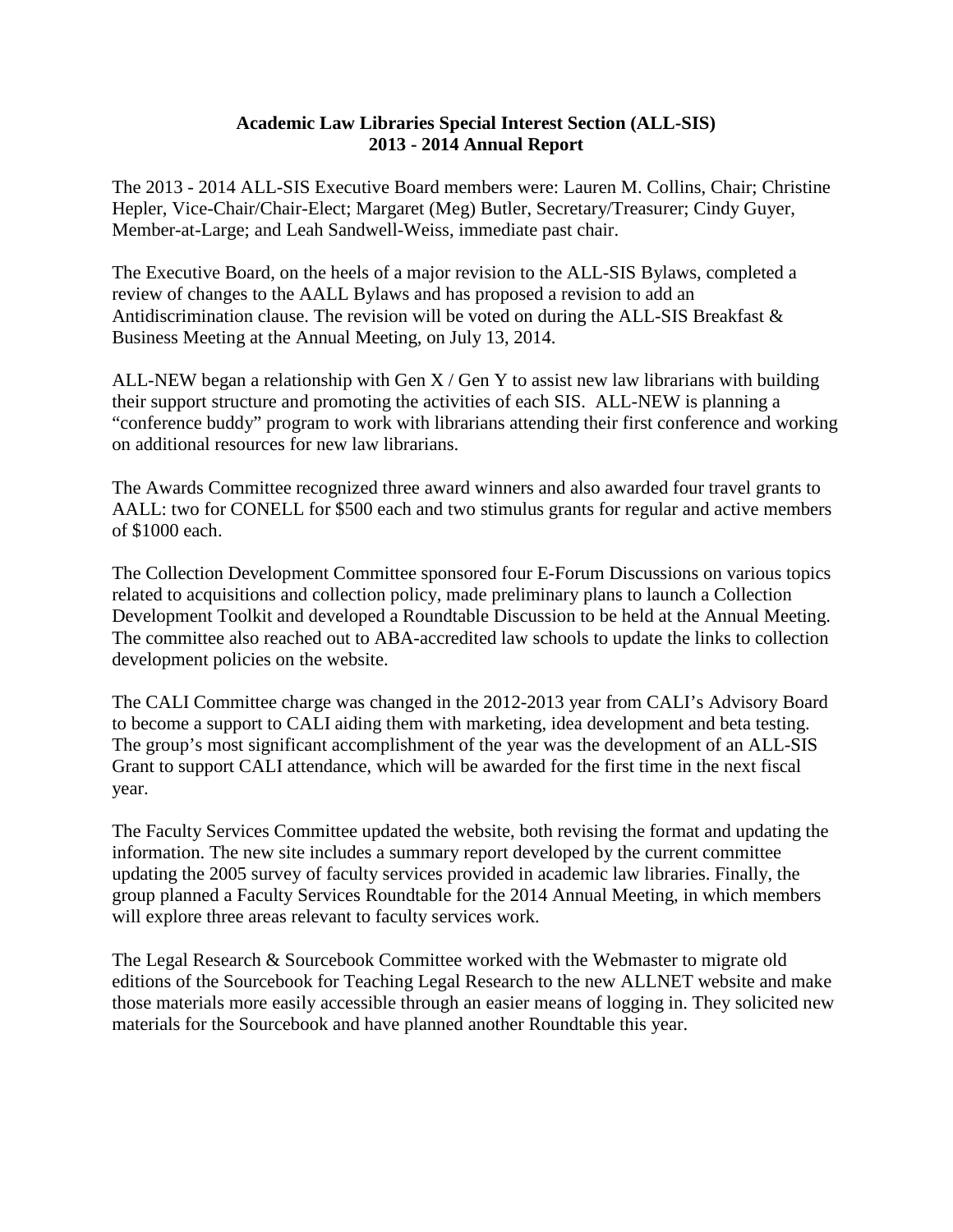# Academic Law Libraries Special Interest Section (ALL-SIS)
## 2013 - 2014 Annual Report

The 2013 - 2014 ALL-SIS Executive Board members were: Lauren M. Collins, Chair; Christine Hepler, Vice-Chair/Chair-Elect; Margaret (Meg) Butler, Secretary/Treasurer; Cindy Guyer, Member-at-Large; and Leah Sandwell-Weiss, immediate past chair.

The Executive Board, on the heels of a major revision to the ALL-SIS Bylaws, completed a review of changes to the AALL Bylaws and has proposed a revision to add an Antidiscrimination clause. The revision will be voted on during the ALL-SIS Breakfast & Business Meeting at the Annual Meeting, on July 13, 2014.

ALL-NEW began a relationship with Gen X / Gen Y to assist new law librarians with building their support structure and promoting the activities of each SIS. ALL-NEW is planning a "conference buddy" program to work with librarians attending their first conference and working on additional resources for new law librarians.

The Awards Committee recognized three award winners and also awarded four travel grants to AALL: two for CONELL for $500 each and two stimulus grants for regular and active members of $1000 each.

The Collection Development Committee sponsored four E-Forum Discussions on various topics related to acquisitions and collection policy, made preliminary plans to launch a Collection Development Toolkit and developed a Roundtable Discussion to be held at the Annual Meeting. The committee also reached out to ABA-accredited law schools to update the links to collection development policies on the website.

The CALI Committee charge was changed in the 2012-2013 year from CALI's Advisory Board to become a support to CALI aiding them with marketing, idea development and beta testing. The group's most significant accomplishment of the year was the development of an ALL-SIS Grant to support CALI attendance, which will be awarded for the first time in the next fiscal year.

The Faculty Services Committee updated the website, both revising the format and updating the information. The new site includes a summary report developed by the current committee updating the 2005 survey of faculty services provided in academic law libraries. Finally, the group planned a Faculty Services Roundtable for the 2014 Annual Meeting, in which members will explore three areas relevant to faculty services work.

The Legal Research & Sourcebook Committee worked with the Webmaster to migrate old editions of the Sourcebook for Teaching Legal Research to the new ALLNET website and make those materials more easily accessible through an easier means of logging in. They solicited new materials for the Sourcebook and have planned another Roundtable this year.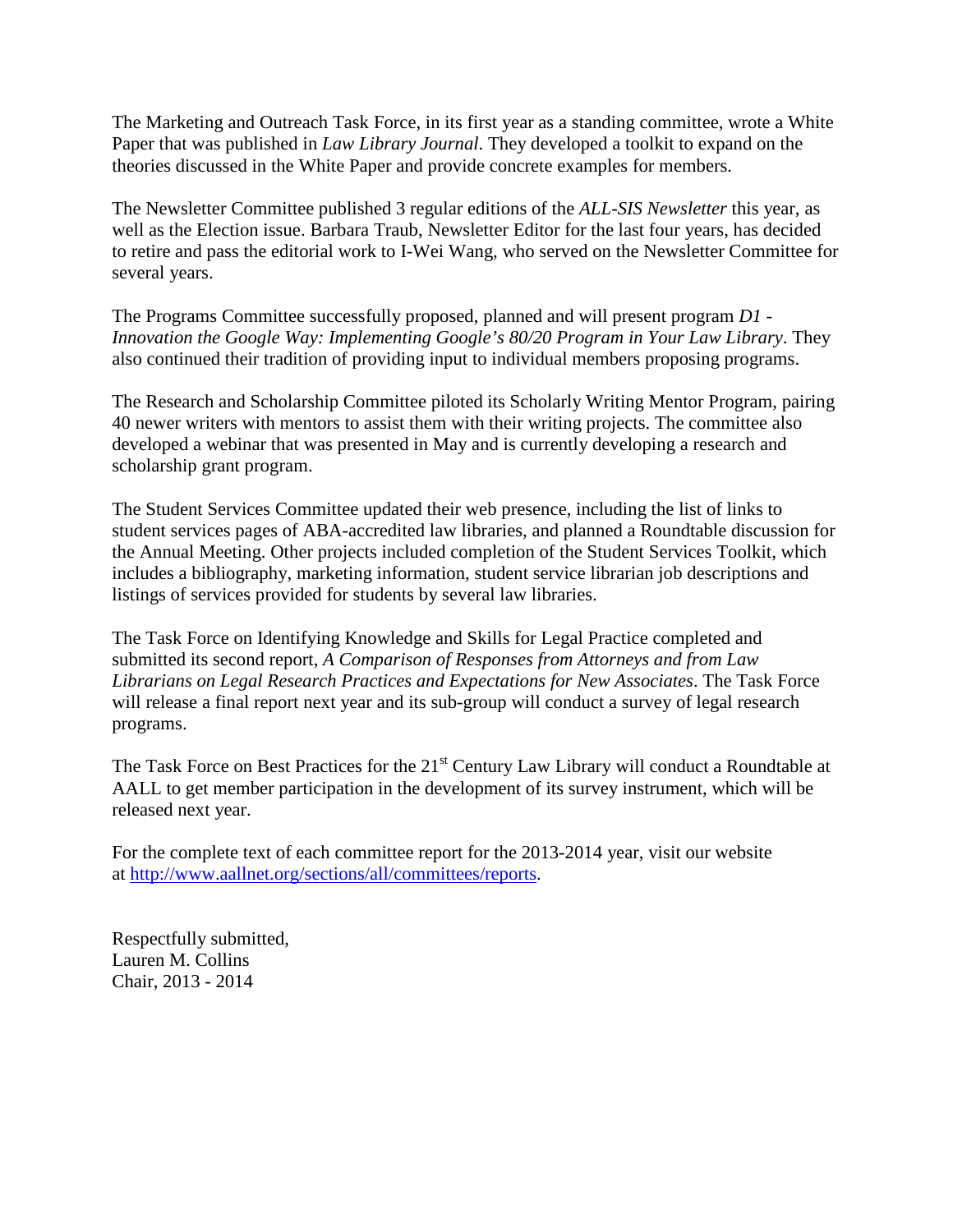The Marketing and Outreach Task Force, in its first year as a standing committee, wrote a White Paper that was published in *Law Library Journal*. They developed a toolkit to expand on the theories discussed in the White Paper and provide concrete examples for members.

The Newsletter Committee published 3 regular editions of the *ALL-SIS Newsletter* this year, as well as the Election issue. Barbara Traub, Newsletter Editor for the last four years, has decided to retire and pass the editorial work to I-Wei Wang, who served on the Newsletter Committee for several years.

The Programs Committee successfully proposed, planned and will present program *D1 - Innovation the Google Way: Implementing Google's 80/20 Program in Your Law Library*. They also continued their tradition of providing input to individual members proposing programs.

The Research and Scholarship Committee piloted its Scholarly Writing Mentor Program, pairing 40 newer writers with mentors to assist them with their writing projects. The committee also developed a webinar that was presented in May and is currently developing a research and scholarship grant program.

The Student Services Committee updated their web presence, including the list of links to student services pages of ABA-accredited law libraries, and planned a Roundtable discussion for the Annual Meeting. Other projects included completion of the Student Services Toolkit, which includes a bibliography, marketing information, student service librarian job descriptions and listings of services provided for students by several law libraries.

The Task Force on Identifying Knowledge and Skills for Legal Practice completed and submitted its second report, *A Comparison of Responses from Attorneys and from Law Librarians on Legal Research Practices and Expectations for New Associates*. The Task Force will release a final report next year and its sub-group will conduct a survey of legal research programs.

The Task Force on Best Practices for the 21st Century Law Library will conduct a Roundtable at AALL to get member participation in the development of its survey instrument, which will be released next year.

For the complete text of each committee report for the 2013-2014 year, visit our website at [http://www.aallnet.org/sections/all/committees/reports](http://www.aallnet.org/sections/all/committees/reports).

Respectfully submitted,
Lauren M. Collins
Chair, 2013 - 2014